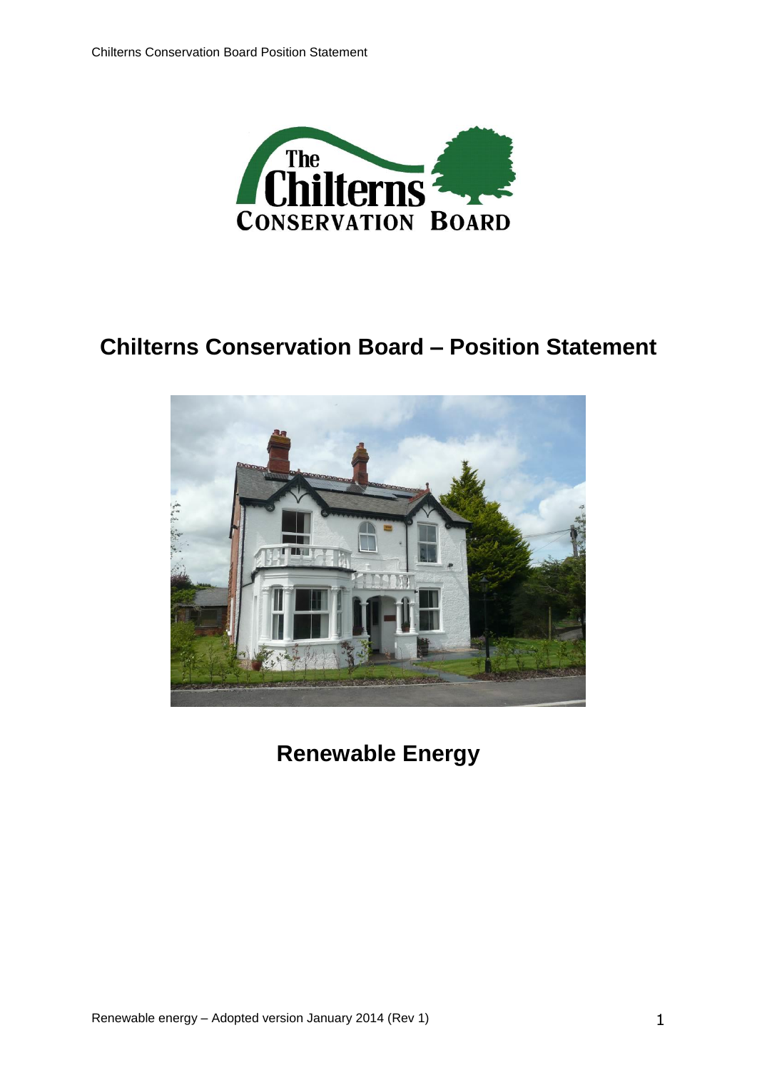# Chilterns Conservation Board – Position Statement

## Renewable Energy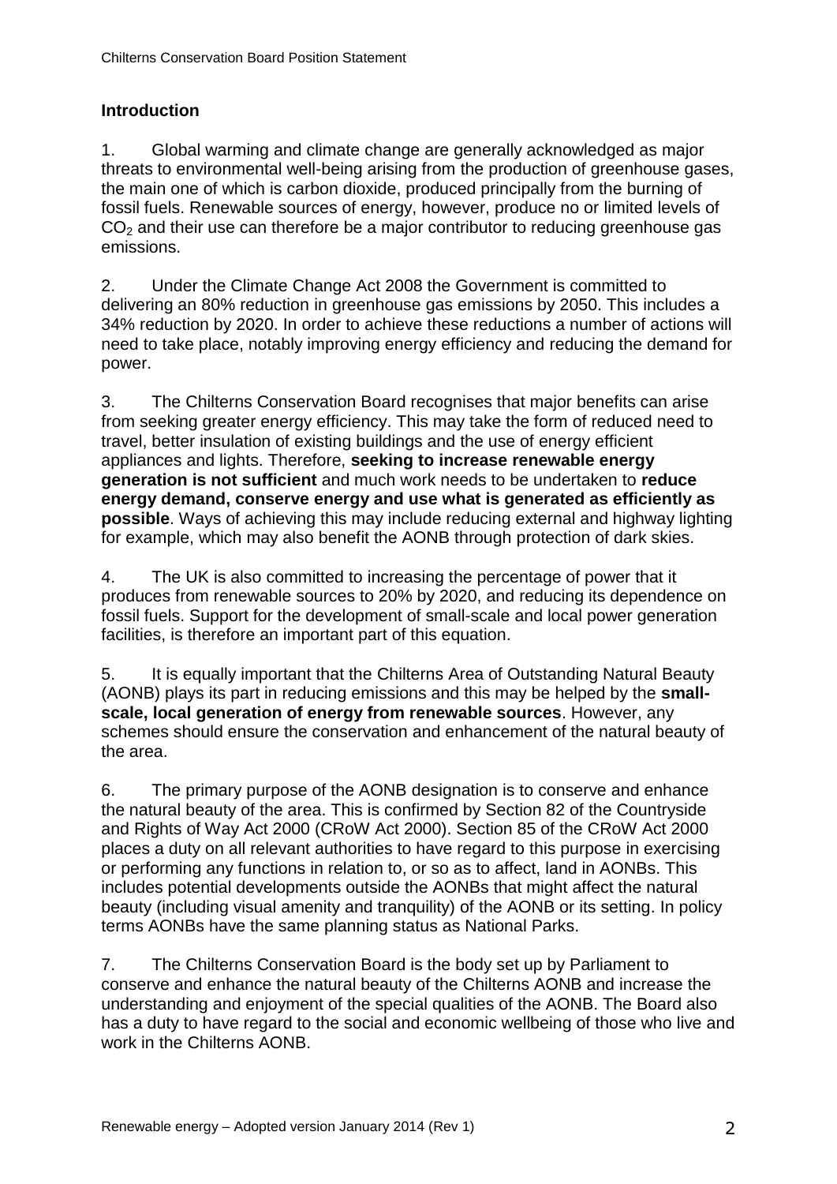**Introduction**

1. Global warming and climate change are generally acknowledged as major threats to environmental well-being arising from the production of greenhouse gases, the main one of which is carbon dioxide, produced principally from the burning of fossil fuels. Renewable sources of energy, however, produce no or limited levels of $CO_2$ and their use can therefore be a major contributor to reducing greenhouse gas emissions.

2. Under the Climate Change Act 2008 the Government is committed to delivering an 80% reduction in greenhouse gas emissions by 2050. This includes a 34% reduction by 2020. In order to achieve these reductions a number of actions will need to take place, notably improving energy efficiency and reducing the demand for power.

3. The Chilterns Conservation Board recognises that major benefits can arise from seeking greater energy efficiency. This may take the form of reduced need to travel, better insulation of existing buildings and the use of energy efficient appliances and lights. Therefore, **seeking to increase renewable energy generation is not sufficient** and much work needs to be undertaken to **reduce energy demand, conserve energy and use what is generated as efficiently as possible**. Ways of achieving this may include reducing external and highway lighting for example, which may also benefit the AONB through protection of dark skies.

4. The UK is also committed to increasing the percentage of power that it produces from renewable sources to 20% by 2020, and reducing its dependence on fossil fuels. Support for the development of small-scale and local power generation facilities, is therefore an important part of this equation.

5. It is equally important that the Chilterns Area of Outstanding Natural Beauty (AONB) plays its part in reducing emissions and this may be helped by the **small-scale, local generation of energy from renewable sources**. However, any schemes should ensure the conservation and enhancement of the natural beauty of the area.

6. The primary purpose of the AONB designation is to conserve and enhance the natural beauty of the area. This is confirmed by Section 82 of the Countryside and Rights of Way Act 2000 (CRoW Act 2000). Section 85 of the CRoW Act 2000 places a duty on all relevant authorities to have regard to this purpose in exercising or performing any functions in relation to, or so as to affect, land in AONBs. This includes potential developments outside the AONBs that might affect the natural beauty (including visual amenity and tranquility) of the AONB or its setting. In policy terms AONBs have the same planning status as National Parks.

7. The Chilterns Conservation Board is the body set up by Parliament to conserve and enhance the natural beauty of the Chilterns AONB and increase the understanding and enjoyment of the special qualities of the AONB. The Board also has a duty to have regard to the social and economic wellbeing of those who live and work in the Chilterns AONB.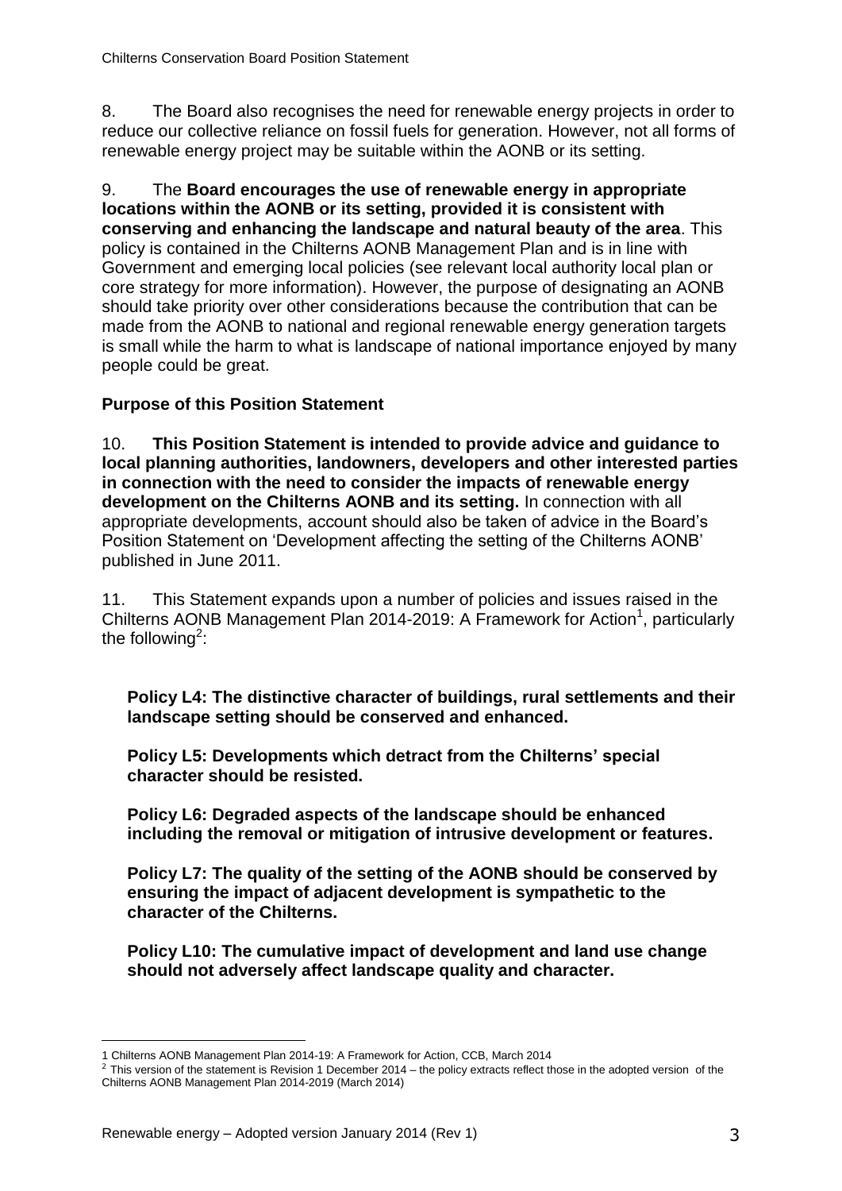8. The Board also recognises the need for renewable energy projects in order to reduce our collective reliance on fossil fuels for generation. However, not all forms of renewable energy project may be suitable within the AONB or its setting.

9. The **Board encourages the use of renewable energy in appropriate locations within the AONB or its setting, provided it is consistent with conserving and enhancing the landscape and natural beauty of the area**. This policy is contained in the Chilterns AONB Management Plan and is in line with Government and emerging local policies (see relevant local authority local plan or core strategy for more information). However, the purpose of designating an AONB should take priority over other considerations because the contribution that can be made from the AONB to national and regional renewable energy generation targets is small while the harm to what is landscape of national importance enjoyed by many people could be great.

## Purpose of this Position Statement

10. **This Position Statement is intended to provide advice and guidance to local planning authorities, landowners, developers and other interested parties in connection with the need to consider the impacts of renewable energy development on the Chilterns AONB and its setting.** In connection with all appropriate developments, account should also be taken of advice in the Board's Position Statement on 'Development affecting the setting of the Chilterns AONB' published in June 2011.

11. This Statement expands upon a number of policies and issues raised in the Chilterns AONB Management Plan 2014-2019: A Framework for Action[1], particularly the following[2]:

**Policy L4: The distinctive character of buildings, rural settlements and their landscape setting should be conserved and enhanced.**

**Policy L5: Developments which detract from the Chilterns' special character should be resisted.**

**Policy L6: Degraded aspects of the landscape should be enhanced including the removal or mitigation of intrusive development or features.**

**Policy L7: The quality of the setting of the AONB should be conserved by ensuring the impact of adjacent development is sympathetic to the character of the Chilterns.**

**Policy L10: The cumulative impact of development and land use change should not adversely affect landscape quality and character.**

---

1 Chilterns AONB Management Plan 2014-19: A Framework for Action, CCB, March 2014

2 This version of the statement is Revision 1 December 2014 – the policy extracts reflect those in the adopted version of the Chilterns AONB Management Plan 2014-2019 (March 2014)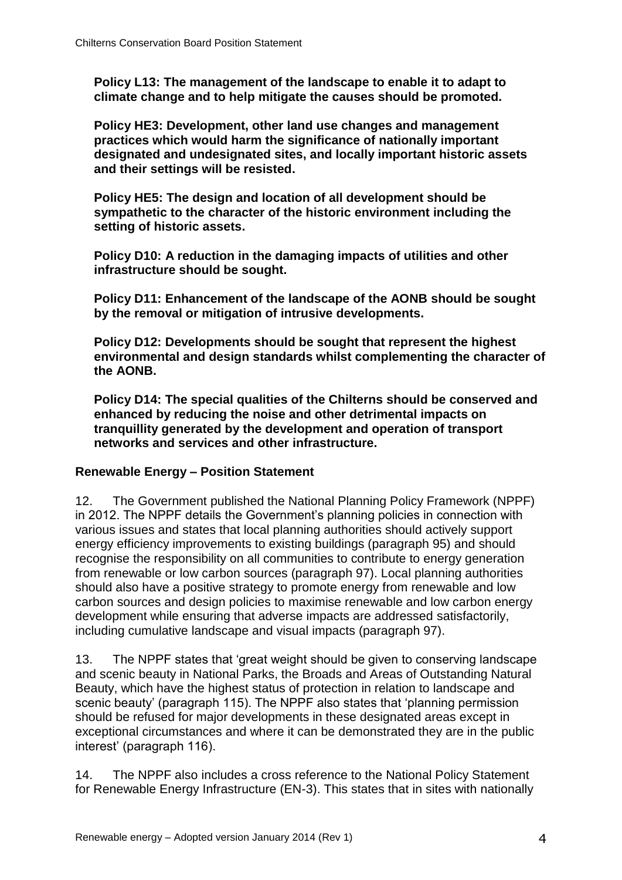**Policy L13: The management of the landscape to enable it to adapt to climate change and to help mitigate the causes should be promoted.**

**Policy HE3: Development, other land use changes and management practices which would harm the significance of nationally important designated and undesignated sites, and locally important historic assets and their settings will be resisted.**

**Policy HE5: The design and location of all development should be sympathetic to the character of the historic environment including the setting of historic assets.**

**Policy D10: A reduction in the damaging impacts of utilities and other infrastructure should be sought.**

**Policy D11: Enhancement of the landscape of the AONB should be sought by the removal or mitigation of intrusive developments.**

**Policy D12: Developments should be sought that represent the highest environmental and design standards whilst complementing the character of the AONB.**

**Policy D14: The special qualities of the Chilterns should be conserved and enhanced by reducing the noise and other detrimental impacts on tranquillity generated by the development and operation of transport networks and services and other infrastructure.**

## Renewable Energy – Position Statement

12. The Government published the National Planning Policy Framework (NPPF) in 2012. The NPPF details the Government's planning policies in connection with various issues and states that local planning authorities should actively support energy efficiency improvements to existing buildings (paragraph 95) and should recognise the responsibility on all communities to contribute to energy generation from renewable or low carbon sources (paragraph 97). Local planning authorities should also have a positive strategy to promote energy from renewable and low carbon sources and design policies to maximise renewable and low carbon energy development while ensuring that adverse impacts are addressed satisfactorily, including cumulative landscape and visual impacts (paragraph 97).

13. The NPPF states that 'great weight should be given to conserving landscape and scenic beauty in National Parks, the Broads and Areas of Outstanding Natural Beauty, which have the highest status of protection in relation to landscape and scenic beauty' (paragraph 115). The NPPF also states that 'planning permission should be refused for major developments in these designated areas except in exceptional circumstances and where it can be demonstrated they are in the public interest' (paragraph 116).

14. The NPPF also includes a cross reference to the National Policy Statement for Renewable Energy Infrastructure (EN-3). This states that in sites with nationally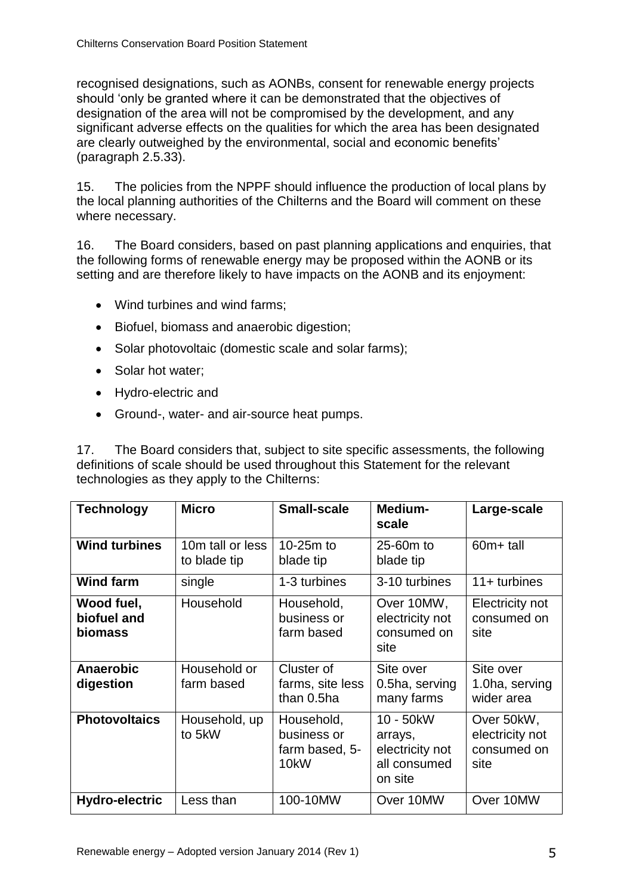recognised designations, such as AONBs, consent for renewable energy projects should 'only be granted where it can be demonstrated that the objectives of designation of the area will not be compromised by the development, and any significant adverse effects on the qualities for which the area has been designated are clearly outweighed by the environmental, social and economic benefits' (paragraph 2.5.33).

15. The policies from the NPPF should influence the production of local plans by the local planning authorities of the Chilterns and the Board will comment on these where necessary.

16. The Board considers, based on past planning applications and enquiries, that the following forms of renewable energy may be proposed within the AONB or its setting and are therefore likely to have impacts on the AONB and its enjoyment:

- Wind turbines and wind farms;
- Biofuel, biomass and anaerobic digestion;
- Solar photovoltaic (domestic scale and solar farms);
- Solar hot water;
- Hydro-electric and
- Ground-, water- and air-source heat pumps.

17. The Board considers that, subject to site specific assessments, the following definitions of scale should be used throughout this Statement for the relevant technologies as they apply to the Chilterns:

| Technology | Micro | Small-scale | Medium-scale | Large-scale |
|---|---|---|---|---|
| **Wind turbines** | 10m tall or less to blade tip | 10-25m to blade tip | 25-60m to blade tip | 60m+ tall |
| **Wind farm** | single | 1-3 turbines | 3-10 turbines | 11+ turbines |
| **Wood fuel, biofuel and biomass** | Household | Household, business or farm based | Over 10MW, electricity not consumed on site | Electricity not consumed on site |
| **Anaerobic digestion** | Household or farm based | Cluster of farms, site less than 0.5ha | Site over 0.5ha, serving many farms | Site over 1.0ha, serving wider area |
| **Photovoltaics** | Household, up to 5kW | Household, business or farm based, 5-10kW | 10 - 50kW arrays, electricity not all consumed on site | Over 50kW, electricity not consumed on site |
| **Hydro-electric** | Less than | 100-10MW | Over 10MW | Over 10MW |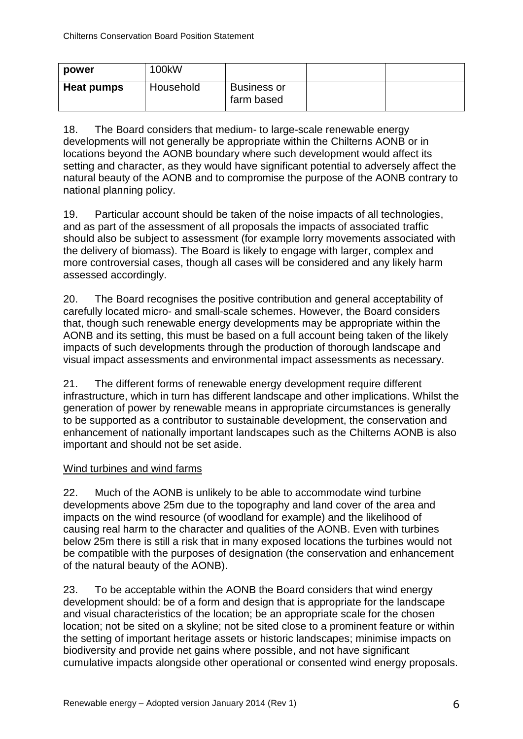| power | 100kW | | | |
|---|---|---|---|---|
| **Heat pumps** | Household | Business or farm based | | |

18. The Board considers that medium- to large-scale renewable energy developments will not generally be appropriate within the Chilterns AONB or in locations beyond the AONB boundary where such development would affect its setting and character, as they would have significant potential to adversely affect the natural beauty of the AONB and to compromise the purpose of the AONB contrary to national planning policy.

19. Particular account should be taken of the noise impacts of all technologies, and as part of the assessment of all proposals the impacts of associated traffic should also be subject to assessment (for example lorry movements associated with the delivery of biomass). The Board is likely to engage with larger, complex and more controversial cases, though all cases will be considered and any likely harm assessed accordingly.

20. The Board recognises the positive contribution and general acceptability of carefully located micro- and small-scale schemes. However, the Board considers that, though such renewable energy developments may be appropriate within the AONB and its setting, this must be based on a full account being taken of the likely impacts of such developments through the production of thorough landscape and visual impact assessments and environmental impact assessments as necessary.

21. The different forms of renewable energy development require different infrastructure, which in turn has different landscape and other implications. Whilst the generation of power by renewable means in appropriate circumstances is generally to be supported as a contributor to sustainable development, the conservation and enhancement of nationally important landscapes such as the Chilterns AONB is also important and should not be set aside.

Wind turbines and wind farms

22. Much of the AONB is unlikely to be able to accommodate wind turbine developments above 25m due to the topography and land cover of the area and impacts on the wind resource (of woodland for example) and the likelihood of causing real harm to the character and qualities of the AONB. Even with turbines below 25m there is still a risk that in many exposed locations the turbines would not be compatible with the purposes of designation (the conservation and enhancement of the natural beauty of the AONB).

23. To be acceptable within the AONB the Board considers that wind energy development should: be of a form and design that is appropriate for the landscape and visual characteristics of the location; be an appropriate scale for the chosen location; not be sited on a skyline; not be sited close to a prominent feature or within the setting of important heritage assets or historic landscapes; minimise impacts on biodiversity and provide net gains where possible, and not have significant cumulative impacts alongside other operational or consented wind energy proposals.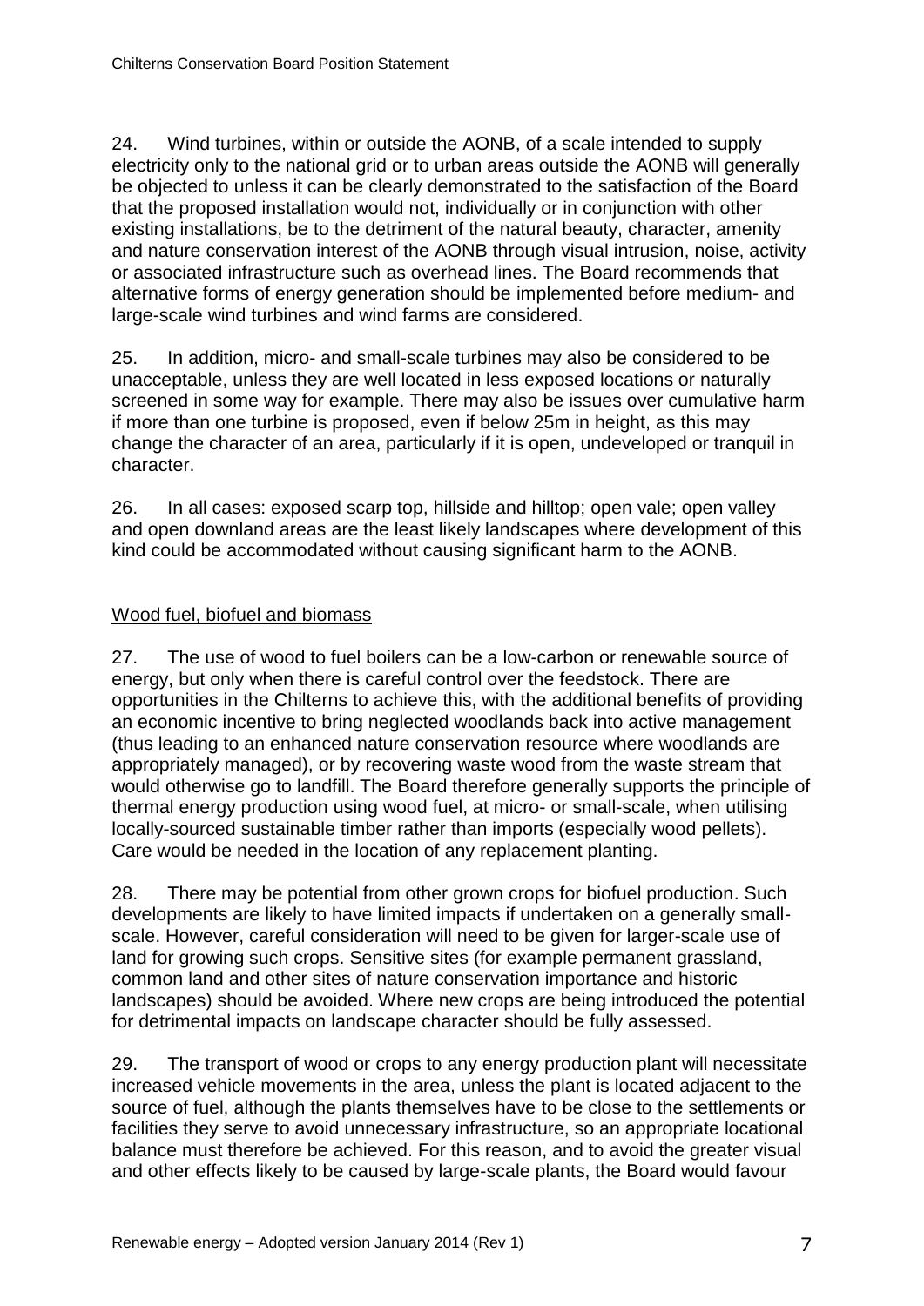24. Wind turbines, within or outside the AONB, of a scale intended to supply electricity only to the national grid or to urban areas outside the AONB will generally be objected to unless it can be clearly demonstrated to the satisfaction of the Board that the proposed installation would not, individually or in conjunction with other existing installations, be to the detriment of the natural beauty, character, amenity and nature conservation interest of the AONB through visual intrusion, noise, activity or associated infrastructure such as overhead lines. The Board recommends that alternative forms of energy generation should be implemented before medium- and large-scale wind turbines and wind farms are considered.

25. In addition, micro- and small-scale turbines may also be considered to be unacceptable, unless they are well located in less exposed locations or naturally screened in some way for example. There may also be issues over cumulative harm if more than one turbine is proposed, even if below 25m in height, as this may change the character of an area, particularly if it is open, undeveloped or tranquil in character.

26. In all cases: exposed scarp top, hillside and hilltop; open vale; open valley and open downland areas are the least likely landscapes where development of this kind could be accommodated without causing significant harm to the AONB.

## Wood fuel, biofuel and biomass

27. The use of wood to fuel boilers can be a low-carbon or renewable source of energy, but only when there is careful control over the feedstock. There are opportunities in the Chilterns to achieve this, with the additional benefits of providing an economic incentive to bring neglected woodlands back into active management (thus leading to an enhanced nature conservation resource where woodlands are appropriately managed), or by recovering waste wood from the waste stream that would otherwise go to landfill. The Board therefore generally supports the principle of thermal energy production using wood fuel, at micro- or small-scale, when utilising locally-sourced sustainable timber rather than imports (especially wood pellets). Care would be needed in the location of any replacement planting.

28. There may be potential from other grown crops for biofuel production. Such developments are likely to have limited impacts if undertaken on a generally small-scale. However, careful consideration will need to be given for larger-scale use of land for growing such crops. Sensitive sites (for example permanent grassland, common land and other sites of nature conservation importance and historic landscapes) should be avoided. Where new crops are being introduced the potential for detrimental impacts on landscape character should be fully assessed.

29. The transport of wood or crops to any energy production plant will necessitate increased vehicle movements in the area, unless the plant is located adjacent to the source of fuel, although the plants themselves have to be close to the settlements or facilities they serve to avoid unnecessary infrastructure, so an appropriate locational balance must therefore be achieved. For this reason, and to avoid the greater visual and other effects likely to be caused by large-scale plants, the Board would favour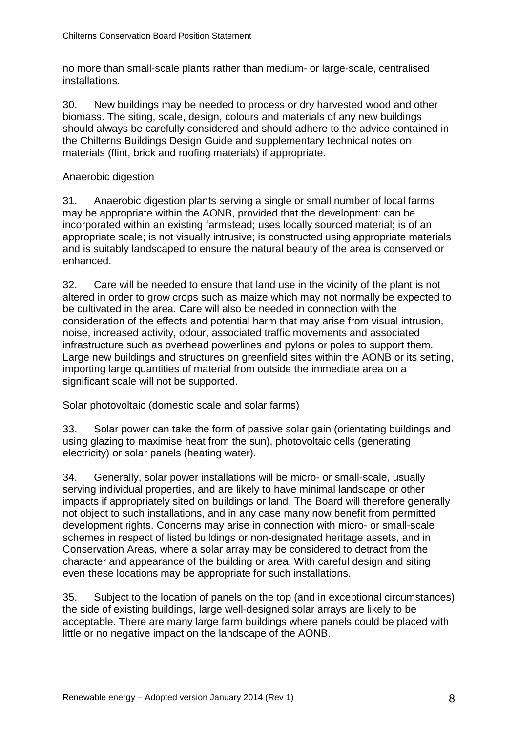no more than small-scale plants rather than medium- or large-scale, centralised installations.

30. New buildings may be needed to process or dry harvested wood and other biomass. The siting, scale, design, colours and materials of any new buildings should always be carefully considered and should adhere to the advice contained in the Chilterns Buildings Design Guide and supplementary technical notes on materials (flint, brick and roofing materials) if appropriate.

<u>Anaerobic digestion</u>

31. Anaerobic digestion plants serving a single or small number of local farms may be appropriate within the AONB, provided that the development: can be incorporated within an existing farmstead; uses locally sourced material; is of an appropriate scale; is not visually intrusive; is constructed using appropriate materials and is suitably landscaped to ensure the natural beauty of the area is conserved or enhanced.

32. Care will be needed to ensure that land use in the vicinity of the plant is not altered in order to grow crops such as maize which may not normally be expected to be cultivated in the area. Care will also be needed in connection with the consideration of the effects and potential harm that may arise from visual intrusion, noise, increased activity, odour, associated traffic movements and associated infrastructure such as overhead powerlines and pylons or poles to support them. Large new buildings and structures on greenfield sites within the AONB or its setting, importing large quantities of material from outside the immediate area on a significant scale will not be supported.

<u>Solar photovoltaic (domestic scale and solar farms)</u>

33. Solar power can take the form of passive solar gain (orientating buildings and using glazing to maximise heat from the sun), photovoltaic cells (generating electricity) or solar panels (heating water).

34. Generally, solar power installations will be micro- or small-scale, usually serving individual properties, and are likely to have minimal landscape or other impacts if appropriately sited on buildings or land. The Board will therefore generally not object to such installations, and in any case many now benefit from permitted development rights. Concerns may arise in connection with micro- or small-scale schemes in respect of listed buildings or non-designated heritage assets, and in Conservation Areas, where a solar array may be considered to detract from the character and appearance of the building or area. With careful design and siting even these locations may be appropriate for such installations.

35. Subject to the location of panels on the top (and in exceptional circumstances) the side of existing buildings, large well-designed solar arrays are likely to be acceptable. There are many large farm buildings where panels could be placed with little or no negative impact on the landscape of the AONB.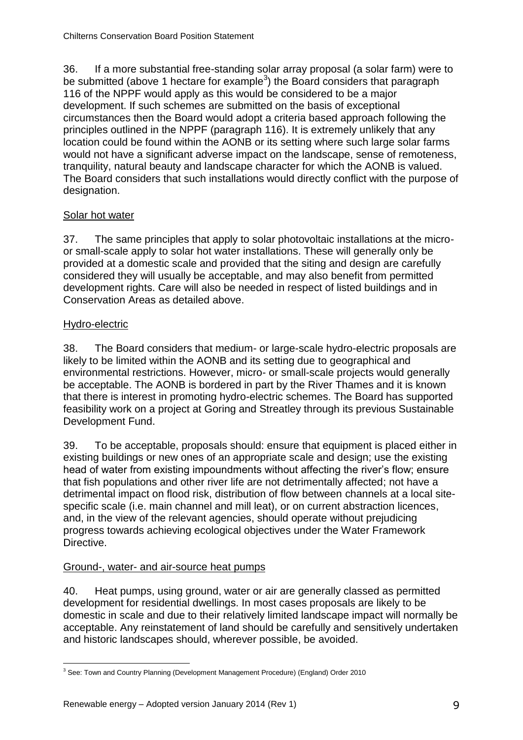36. If a more substantial free-standing solar array proposal (a solar farm) were to be submitted (above 1 hectare for example[3]) the Board considers that paragraph 116 of the NPPF would apply as this would be considered to be a major development. If such schemes are submitted on the basis of exceptional circumstances then the Board would adopt a criteria based approach following the principles outlined in the NPPF (paragraph 116). It is extremely unlikely that any location could be found within the AONB or its setting where such large solar farms would not have a significant adverse impact on the landscape, sense of remoteness, tranquility, natural beauty and landscape character for which the AONB is valued. The Board considers that such installations would directly conflict with the purpose of designation.

## Solar hot water

37. The same principles that apply to solar photovoltaic installations at the micro- or small-scale apply to solar hot water installations. These will generally only be provided at a domestic scale and provided that the siting and design are carefully considered they will usually be acceptable, and may also benefit from permitted development rights. Care will also be needed in respect of listed buildings and in Conservation Areas as detailed above.

## Hydro-electric

38. The Board considers that medium- or large-scale hydro-electric proposals are likely to be limited within the AONB and its setting due to geographical and environmental restrictions. However, micro- or small-scale projects would generally be acceptable. The AONB is bordered in part by the River Thames and it is known that there is interest in promoting hydro-electric schemes. The Board has supported feasibility work on a project at Goring and Streatley through its previous Sustainable Development Fund.

39. To be acceptable, proposals should: ensure that equipment is placed either in existing buildings or new ones of an appropriate scale and design; use the existing head of water from existing impoundments without affecting the river's flow; ensure that fish populations and other river life are not detrimentally affected; not have a detrimental impact on flood risk, distribution of flow between channels at a local site-specific scale (i.e. main channel and mill leat), or on current abstraction licences, and, in the view of the relevant agencies, should operate without prejudicing progress towards achieving ecological objectives under the Water Framework Directive.

## Ground-, water- and air-source heat pumps

40. Heat pumps, using ground, water or air are generally classed as permitted development for residential dwellings. In most cases proposals are likely to be domestic in scale and due to their relatively limited landscape impact will normally be acceptable. Any reinstatement of land should be carefully and sensitively undertaken and historic landscapes should, wherever possible, be avoided.

---

[3] See: Town and Country Planning (Development Management Procedure) (England) Order 2010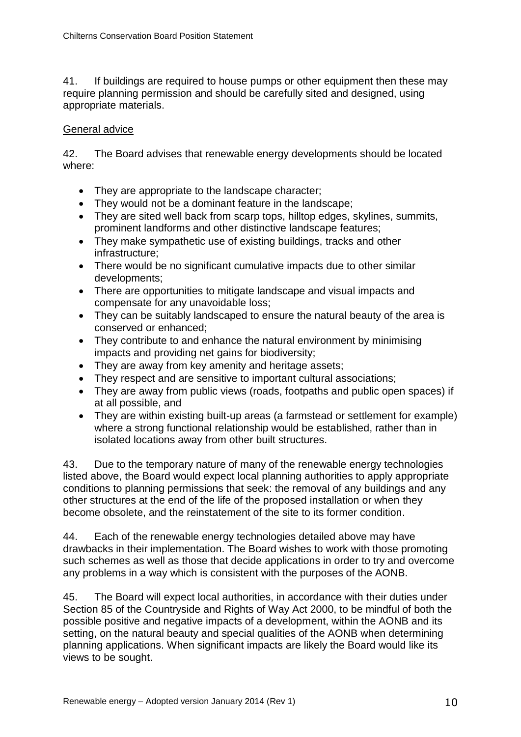41. If buildings are required to house pumps or other equipment then these may require planning permission and should be carefully sited and designed, using appropriate materials.

General advice

42. The Board advises that renewable energy developments should be located where:

- They are appropriate to the landscape character;
- They would not be a dominant feature in the landscape;
- They are sited well back from scarp tops, hilltop edges, skylines, summits, prominent landforms and other distinctive landscape features;
- They make sympathetic use of existing buildings, tracks and other infrastructure;
- There would be no significant cumulative impacts due to other similar developments;
- There are opportunities to mitigate landscape and visual impacts and compensate for any unavoidable loss;
- They can be suitably landscaped to ensure the natural beauty of the area is conserved or enhanced;
- They contribute to and enhance the natural environment by minimising impacts and providing net gains for biodiversity;
- They are away from key amenity and heritage assets;
- They respect and are sensitive to important cultural associations;
- They are away from public views (roads, footpaths and public open spaces) if at all possible, and
- They are within existing built-up areas (a farmstead or settlement for example) where a strong functional relationship would be established, rather than in isolated locations away from other built structures.

43. Due to the temporary nature of many of the renewable energy technologies listed above, the Board would expect local planning authorities to apply appropriate conditions to planning permissions that seek: the removal of any buildings and any other structures at the end of the life of the proposed installation or when they become obsolete, and the reinstatement of the site to its former condition.

44. Each of the renewable energy technologies detailed above may have drawbacks in their implementation. The Board wishes to work with those promoting such schemes as well as those that decide applications in order to try and overcome any problems in a way which is consistent with the purposes of the AONB.

45. The Board will expect local authorities, in accordance with their duties under Section 85 of the Countryside and Rights of Way Act 2000, to be mindful of both the possible positive and negative impacts of a development, within the AONB and its setting, on the natural beauty and special qualities of the AONB when determining planning applications. When significant impacts are likely the Board would like its views to be sought.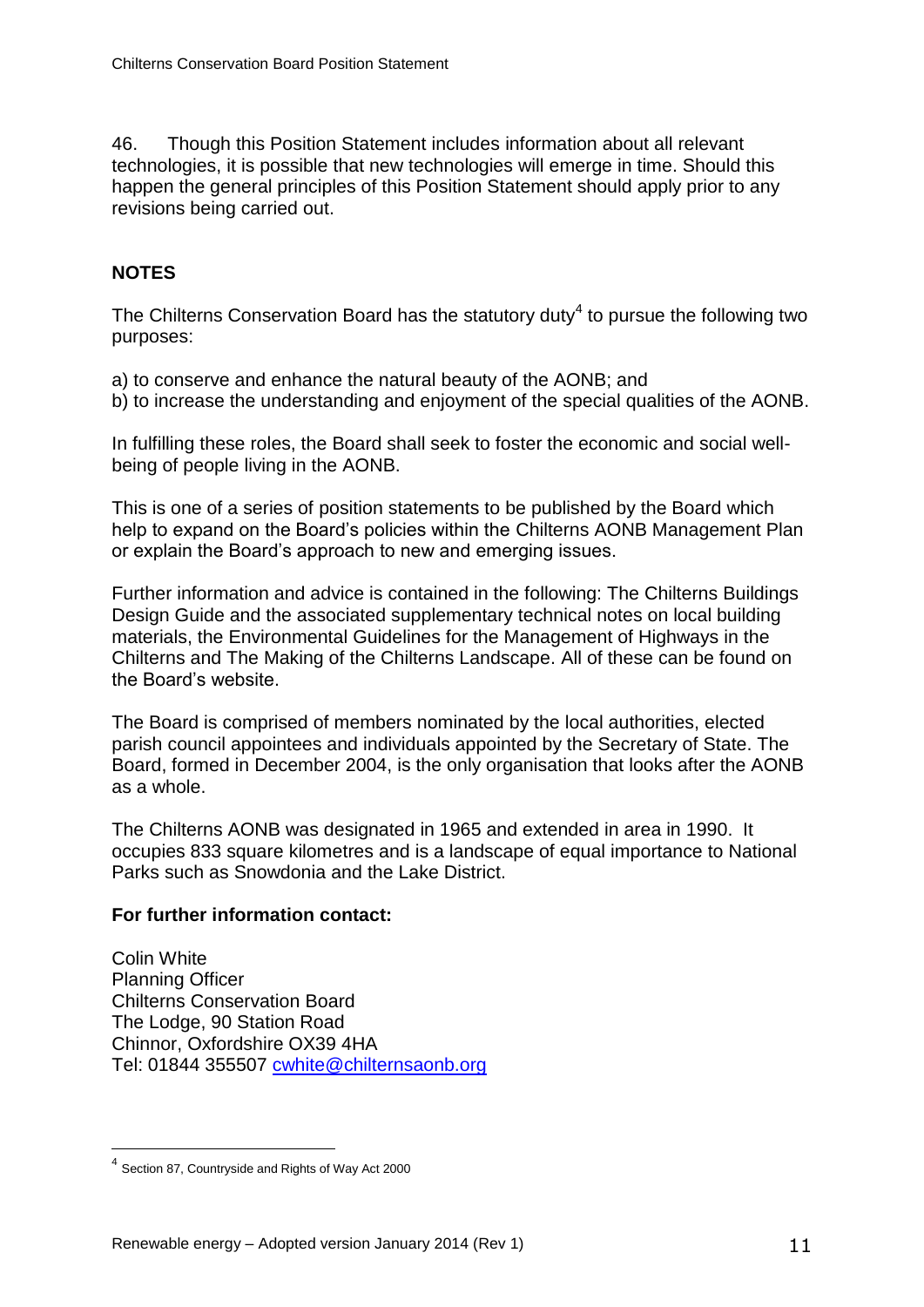46. Though this Position Statement includes information about all relevant technologies, it is possible that new technologies will emerge in time. Should this happen the general principles of this Position Statement should apply prior to any revisions being carried out.

## NOTES

The Chilterns Conservation Board has the statutory duty[4] to pursue the following two purposes:

a) to conserve and enhance the natural beauty of the AONB; and
b) to increase the understanding and enjoyment of the special qualities of the AONB.

In fulfilling these roles, the Board shall seek to foster the economic and social well-being of people living in the AONB.

This is one of a series of position statements to be published by the Board which help to expand on the Board's policies within the Chilterns AONB Management Plan or explain the Board's approach to new and emerging issues.

Further information and advice is contained in the following: The Chilterns Buildings Design Guide and the associated supplementary technical notes on local building materials, the Environmental Guidelines for the Management of Highways in the Chilterns and The Making of the Chilterns Landscape. All of these can be found on the Board's website.

The Board is comprised of members nominated by the local authorities, elected parish council appointees and individuals appointed by the Secretary of State. The Board, formed in December 2004, is the only organisation that looks after the AONB as a whole.

The Chilterns AONB was designated in 1965 and extended in area in 1990. It occupies 833 square kilometres and is a landscape of equal importance to National Parks such as Snowdonia and the Lake District.

**For further information contact:**

Colin White
Planning Officer
Chilterns Conservation Board
The Lodge, 90 Station Road
Chinnor, Oxfordshire OX39 4HA
Tel: 01844 355507 cwhite@chilternsaonb.org

[4] Section 87, Countryside and Rights of Way Act 2000